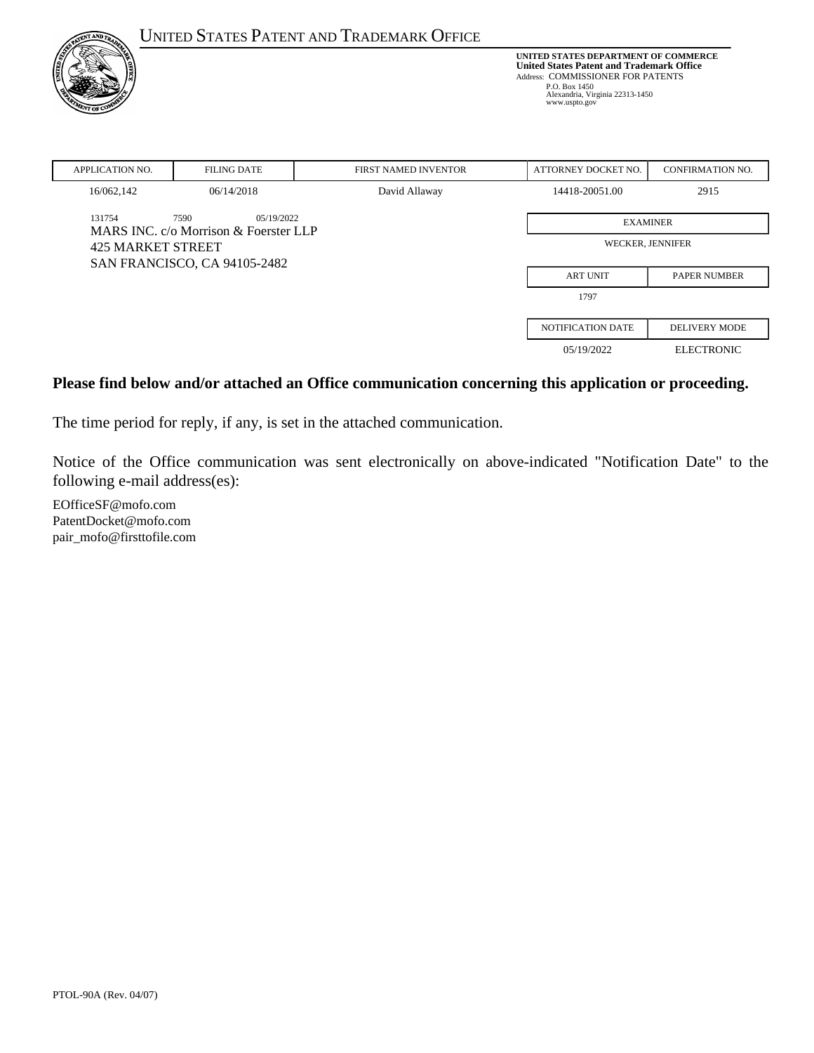# UNITED STATES PATENT AND TRADEMARK OFFICE

**UNITED STATES DEPARTMENT OF COMMERCE**
**United States Patent and Trademark Office**
Address: COMMISSIONER FOR PATENTS
P.O. Box 1450
Alexandria, Virginia 22313-1450
www.uspto.gov

| APPLICATION NO. | FILING DATE | FIRST NAMED INVENTOR | ATTORNEY DOCKET NO. | CONFIRMATION NO. |
|---|---|---|---|---|
| 16/062,142 | 06/14/2018 | David Allaway | 14418-20051.00 | 2915 |

131754 7590 05/19/2022
MARS INC. c/o Morrison & Foerster LLP
425 MARKET STREET
SAN FRANCISCO, CA 94105-2482

| EXAMINER | |
|---|---|
| WECKER, JENNIFER | |

| ART UNIT | PAPER NUMBER |
|---|---|
| 1797 | |

| NOTIFICATION DATE | DELIVERY MODE |
|---|---|
| 05/19/2022 | ELECTRONIC |

**Please find below and/or attached an Office communication concerning this application or proceeding.**

The time period for reply, if any, is set in the attached communication.

Notice of the Office communication was sent electronically on above-indicated "Notification Date" to the following e-mail address(es):

EOfficeSF@mofo.com
PatentDocket@mofo.com
pair_mofo@firsttofile.com

PTOL-90A (Rev. 04/07)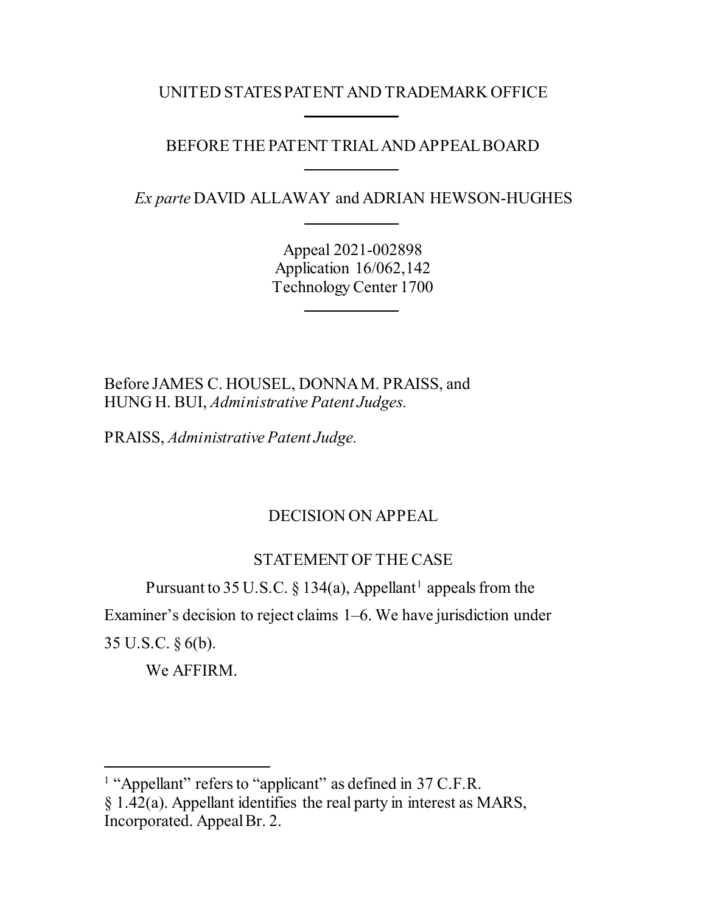UNITED STATES PATENT AND TRADEMARK OFFICE

BEFORE THE PATENT TRIAL AND APPEAL BOARD

*Ex parte* DAVID ALLAWAY and ADRIAN HEWSON-HUGHES

Appeal 2021-002898
Application 16/062,142
Technology Center 1700

Before JAMES C. HOUSEL, DONNA M. PRAISS, and HUNG H. BUI, *Administrative Patent Judges.*

PRAISS, *Administrative Patent Judge.*

DECISION ON APPEAL

STATEMENT OF THE CASE

Pursuant to 35 U.S.C. § 134(a), Appellant[1] appeals from the Examiner's decision to reject claims 1–6. We have jurisdiction under 35 U.S.C. § 6(b).

We AFFIRM.

---

[1] "Appellant" refers to "applicant" as defined in 37 C.F.R. § 1.42(a). Appellant identifies the real party in interest as MARS, Incorporated. Appeal Br. 2.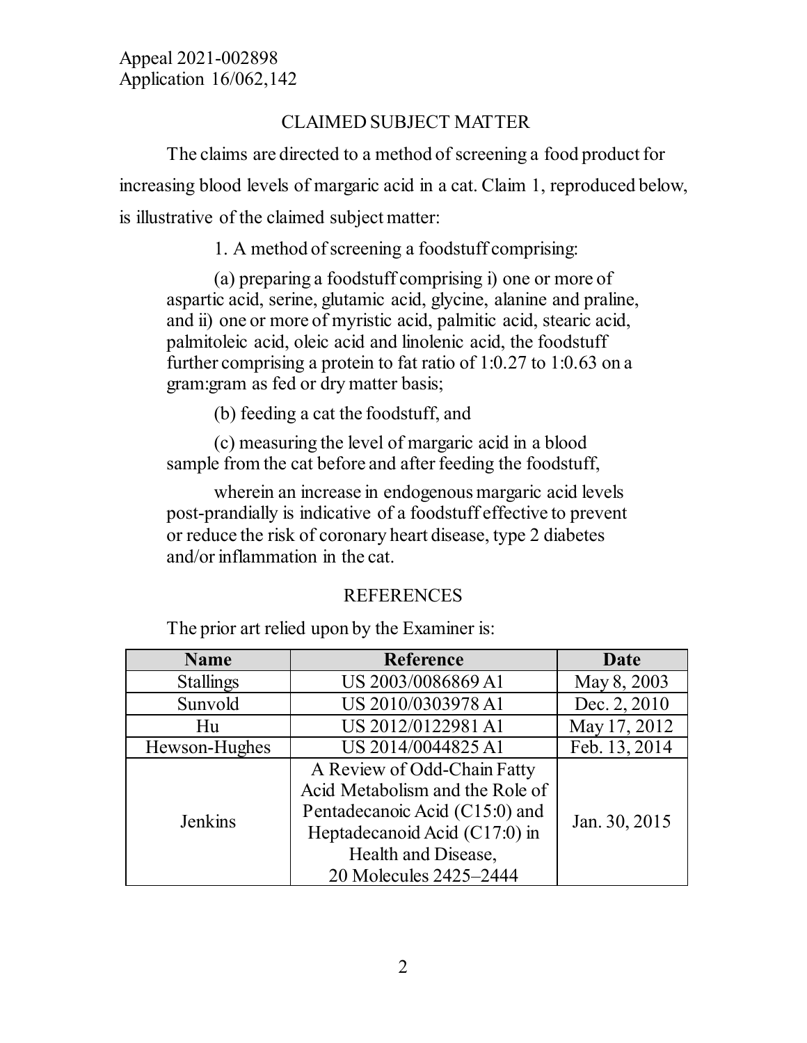## CLAIMED SUBJECT MATTER

The claims are directed to a method of screening a food product for increasing blood levels of margaric acid in a cat. Claim 1, reproduced below, is illustrative of the claimed subject matter:

> 1. A method of screening a foodstuff comprising:
>
> (a) preparing a foodstuff comprising i) one or more of aspartic acid, serine, glutamic acid, glycine, alanine and praline, and ii) one or more of myristic acid, palmitic acid, stearic acid, palmitoleic acid, oleic acid and linolenic acid, the foodstuff further comprising a protein to fat ratio of 1:0.27 to 1:0.63 on a gram:gram as fed or dry matter basis;
>
> (b) feeding a cat the foodstuff, and
>
> (c) measuring the level of margaric acid in a blood sample from the cat before and after feeding the foodstuff,
>
> wherein an increase in endogenous margaric acid levels post-prandially is indicative of a foodstuff effective to prevent or reduce the risk of coronary heart disease, type 2 diabetes and/or inflammation in the cat.

## REFERENCES

The prior art relied upon by the Examiner is:

| Name | Reference | Date |
|---|---|---|
| Stallings | US 2003/0086869 A1 | May 8, 2003 |
| Sunvold | US 2010/0303978 A1 | Dec. 2, 2010 |
| Hu | US 2012/0122981 A1 | May 17, 2012 |
| Hewson-Hughes | US 2014/0044825 A1 | Feb. 13, 2014 |
| Jenkins | A Review of Odd-Chain Fatty Acid Metabolism and the Role of Pentadecanoic Acid (C15:0) and Heptadecanoid Acid (C17:0) in Health and Disease, 20 Molecules 2425–2444 | Jan. 30, 2015 |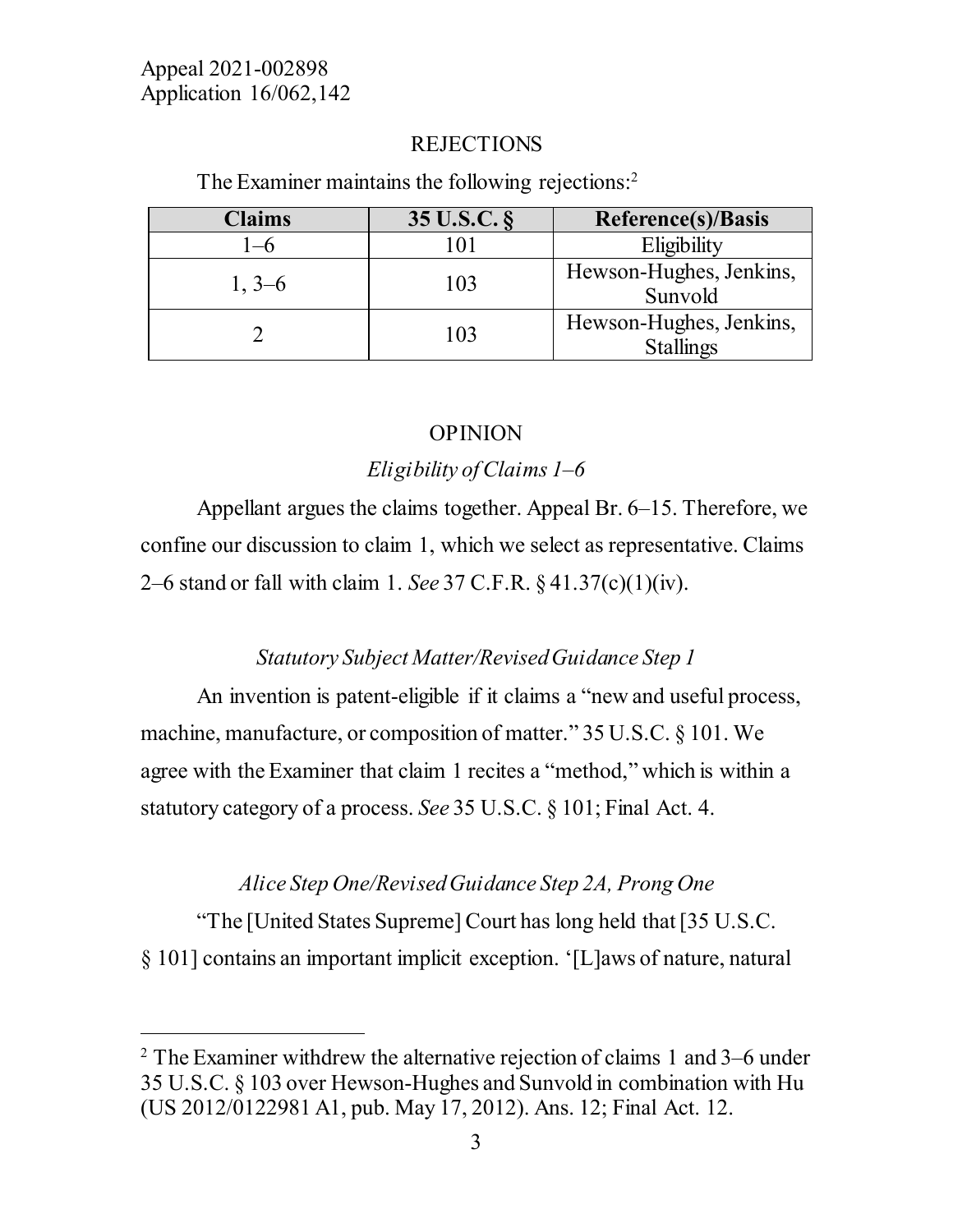## REJECTIONS

The Examiner maintains the following rejections:[2]

| Claims | 35 U.S.C. § | Reference(s)/Basis |
|---|---|---|
| 1–6 | 101 | Eligibility |
| 1, 3–6 | 103 | Hewson-Hughes, Jenkins, Sunvold |
| 2 | 103 | Hewson-Hughes, Jenkins, Stallings |

## OPINION

### *Eligibility of Claims 1–6*

Appellant argues the claims together. Appeal Br. 6–15. Therefore, we confine our discussion to claim 1, which we select as representative. Claims 2–6 stand or fall with claim 1. *See* 37 C.F.R. § 41.37(c)(1)(iv).

#### *Statutory Subject Matter/Revised Guidance Step 1*

An invention is patent-eligible if it claims a "new and useful process, machine, manufacture, or composition of matter." 35 U.S.C. § 101. We agree with the Examiner that claim 1 recites a "method," which is within a statutory category of a process. *See* 35 U.S.C. § 101; Final Act. 4.

#### *Alice Step One/Revised Guidance Step 2A, Prong One*

"The [United States Supreme] Court has long held that [35 U.S.C. § 101] contains an important implicit exception. '[L]aws of nature, natural

---

[2] The Examiner withdrew the alternative rejection of claims 1 and 3–6 under 35 U.S.C. § 103 over Hewson-Hughes and Sunvold in combination with Hu (US 2012/0122981 A1, pub. May 17, 2012). Ans. 12; Final Act. 12.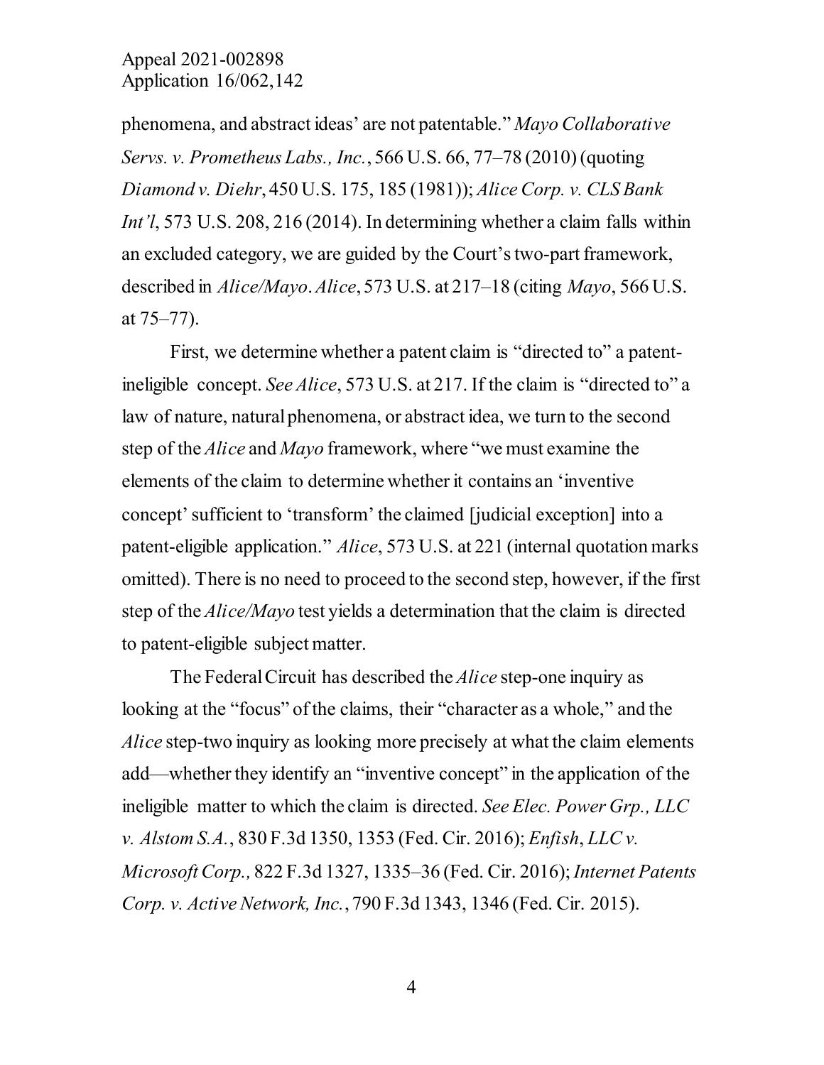phenomena, and abstract ideas' are not patentable." *Mayo Collaborative Servs. v. Prometheus Labs., Inc.*, 566 U.S. 66, 77–78 (2010) (quoting *Diamond v. Diehr*, 450 U.S. 175, 185 (1981)); *Alice Corp. v. CLS Bank Int'l*, 573 U.S. 208, 216 (2014). In determining whether a claim falls within an excluded category, we are guided by the Court's two-part framework, described in *Alice/Mayo*. *Alice*, 573 U.S. at 217–18 (citing *Mayo*, 566 U.S. at 75–77).

First, we determine whether a patent claim is "directed to" a patent-ineligible concept. *See Alice*, 573 U.S. at 217. If the claim is "directed to" a law of nature, natural phenomena, or abstract idea, we turn to the second step of the *Alice* and *Mayo* framework, where "we must examine the elements of the claim to determine whether it contains an 'inventive concept' sufficient to 'transform' the claimed [judicial exception] into a patent-eligible application." *Alice*, 573 U.S. at 221 (internal quotation marks omitted). There is no need to proceed to the second step, however, if the first step of the *Alice/Mayo* test yields a determination that the claim is directed to patent-eligible subject matter.

The Federal Circuit has described the *Alice* step-one inquiry as looking at the "focus" of the claims, their "character as a whole," and the *Alice* step-two inquiry as looking more precisely at what the claim elements add—whether they identify an "inventive concept" in the application of the ineligible matter to which the claim is directed. *See Elec. Power Grp., LLC v. Alstom S.A.*, 830 F.3d 1350, 1353 (Fed. Cir. 2016); *Enfish*, *LLC v. Microsoft Corp.,* 822 F.3d 1327, 1335–36 (Fed. Cir. 2016); *Internet Patents Corp. v. Active Network, Inc.*, 790 F.3d 1343, 1346 (Fed. Cir. 2015).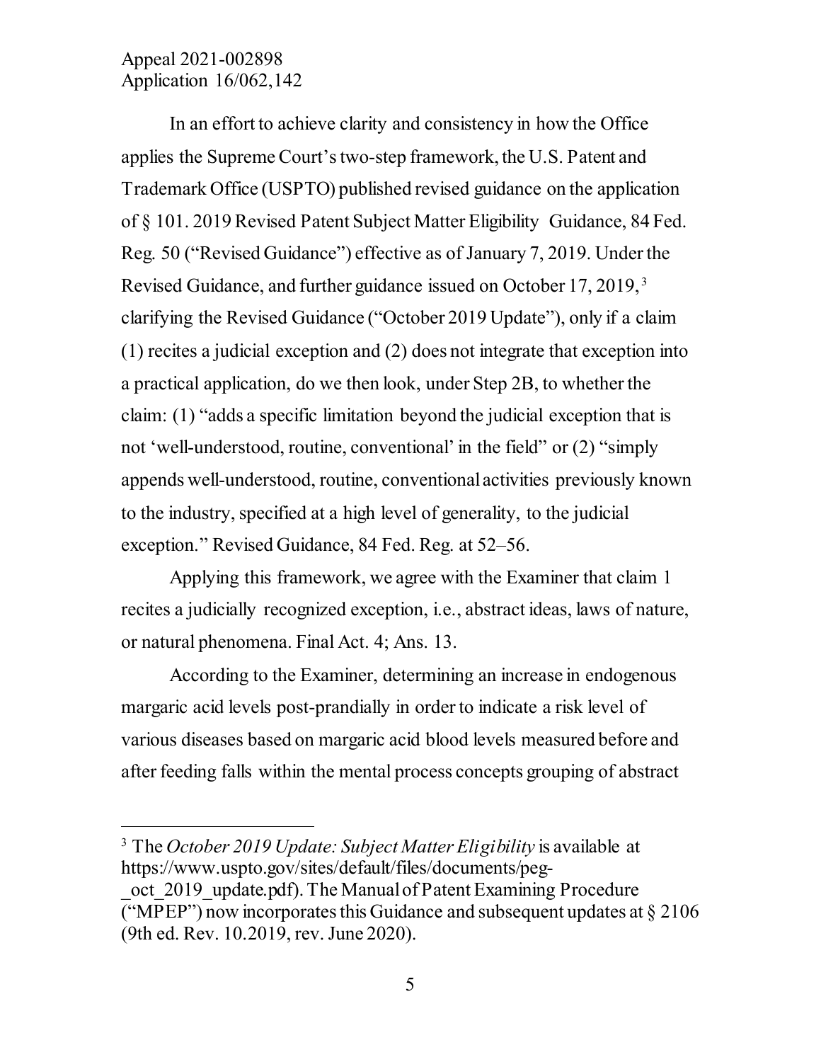In an effort to achieve clarity and consistency in how the Office applies the Supreme Court's two-step framework, the U.S. Patent and Trademark Office (USPTO) published revised guidance on the application of § 101. 2019 Revised Patent Subject Matter Eligibility Guidance, 84 Fed. Reg. 50 ("Revised Guidance") effective as of January 7, 2019. Under the Revised Guidance, and further guidance issued on October 17, 2019,[3] clarifying the Revised Guidance ("October 2019 Update"), only if a claim (1) recites a judicial exception and (2) does not integrate that exception into a practical application, do we then look, under Step 2B, to whether the claim: (1) "adds a specific limitation beyond the judicial exception that is not 'well-understood, routine, conventional' in the field" or (2) "simply appends well-understood, routine, conventional activities previously known to the industry, specified at a high level of generality, to the judicial exception." Revised Guidance, 84 Fed. Reg. at 52–56.

Applying this framework, we agree with the Examiner that claim 1 recites a judicially recognized exception, i.e., abstract ideas, laws of nature, or natural phenomena. Final Act. 4; Ans. 13.

According to the Examiner, determining an increase in endogenous margaric acid levels post-prandially in order to indicate a risk level of various diseases based on margaric acid blood levels measured before and after feeding falls within the mental process concepts grouping of abstract

---

[3] The *October 2019 Update: Subject Matter Eligibility* is available at https://www.uspto.gov/sites/default/files/documents/peg-_oct_2019_update.pdf). The Manual of Patent Examining Procedure ("MPEP") now incorporates this Guidance and subsequent updates at § 2106 (9th ed. Rev. 10.2019, rev. June 2020).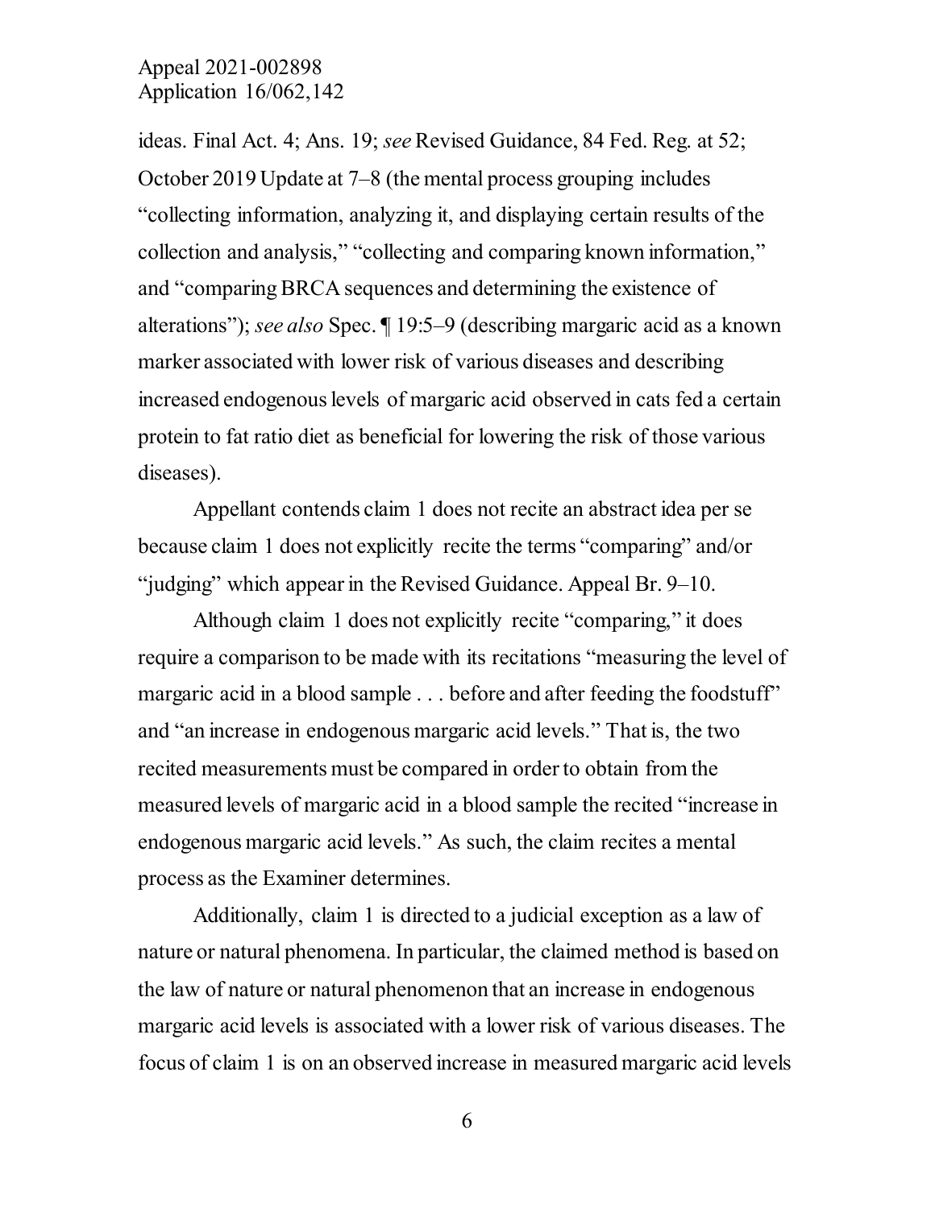ideas. Final Act. 4; Ans. 19; *see* Revised Guidance, 84 Fed. Reg. at 52; October 2019 Update at 7–8 (the mental process grouping includes "collecting information, analyzing it, and displaying certain results of the collection and analysis," "collecting and comparing known information," and "comparing BRCA sequences and determining the existence of alterations"); *see also* Spec. ¶ 19:5–9 (describing margaric acid as a known marker associated with lower risk of various diseases and describing increased endogenous levels of margaric acid observed in cats fed a certain protein to fat ratio diet as beneficial for lowering the risk of those various diseases).

Appellant contends claim 1 does not recite an abstract idea per se because claim 1 does not explicitly recite the terms "comparing" and/or "judging" which appear in the Revised Guidance. Appeal Br. 9–10.

Although claim 1 does not explicitly recite "comparing," it does require a comparison to be made with its recitations "measuring the level of margaric acid in a blood sample . . . before and after feeding the foodstuff" and "an increase in endogenous margaric acid levels." That is, the two recited measurements must be compared in order to obtain from the measured levels of margaric acid in a blood sample the recited "increase in endogenous margaric acid levels." As such, the claim recites a mental process as the Examiner determines.

Additionally, claim 1 is directed to a judicial exception as a law of nature or natural phenomena. In particular, the claimed method is based on the law of nature or natural phenomenon that an increase in endogenous margaric acid levels is associated with a lower risk of various diseases. The focus of claim 1 is on an observed increase in measured margaric acid levels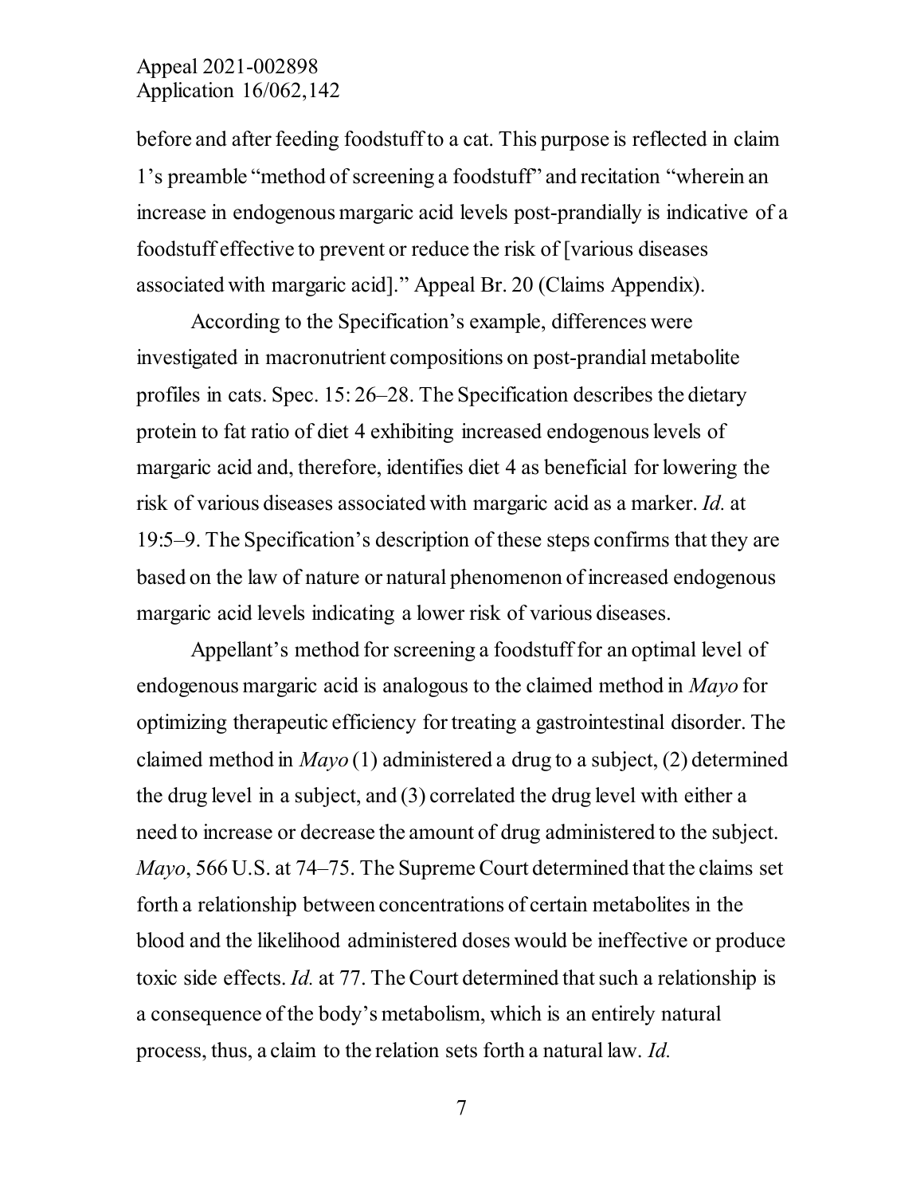before and after feeding foodstuff to a cat. This purpose is reflected in claim 1's preamble "method of screening a foodstuff" and recitation "wherein an increase in endogenous margaric acid levels post-prandially is indicative of a foodstuff effective to prevent or reduce the risk of [various diseases associated with margaric acid]." Appeal Br. 20 (Claims Appendix).

According to the Specification's example, differences were investigated in macronutrient compositions on post-prandial metabolite profiles in cats. Spec. 15: 26–28. The Specification describes the dietary protein to fat ratio of diet 4 exhibiting increased endogenous levels of margaric acid and, therefore, identifies diet 4 as beneficial for lowering the risk of various diseases associated with margaric acid as a marker. *Id.* at 19:5–9. The Specification's description of these steps confirms that they are based on the law of nature or natural phenomenon of increased endogenous margaric acid levels indicating a lower risk of various diseases.

Appellant's method for screening a foodstuff for an optimal level of endogenous margaric acid is analogous to the claimed method in *Mayo* for optimizing therapeutic efficiency for treating a gastrointestinal disorder. The claimed method in *Mayo* (1) administered a drug to a subject, (2) determined the drug level in a subject, and (3) correlated the drug level with either a need to increase or decrease the amount of drug administered to the subject. *Mayo*, 566 U.S. at 74–75. The Supreme Court determined that the claims set forth a relationship between concentrations of certain metabolites in the blood and the likelihood administered doses would be ineffective or produce toxic side effects. *Id.* at 77. The Court determined that such a relationship is a consequence of the body's metabolism, which is an entirely natural process, thus, a claim to the relation sets forth a natural law. *Id.*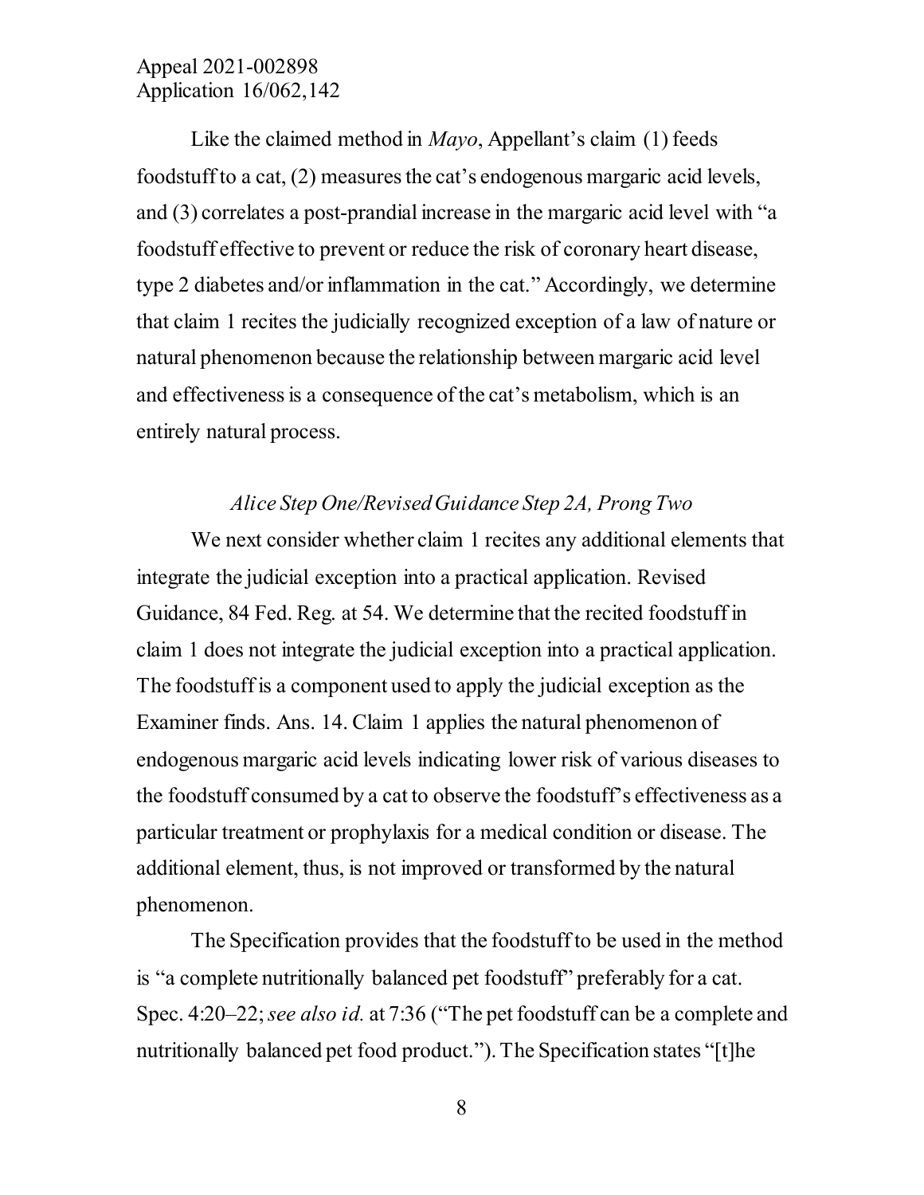Like the claimed method in *Mayo*, Appellant's claim (1) feeds foodstuff to a cat, (2) measures the cat's endogenous margaric acid levels, and (3) correlates a post-prandial increase in the margaric acid level with "a foodstuff effective to prevent or reduce the risk of coronary heart disease, type 2 diabetes and/or inflammation in the cat." Accordingly, we determine that claim 1 recites the judicially recognized exception of a law of nature or natural phenomenon because the relationship between margaric acid level and effectiveness is a consequence of the cat's metabolism, which is an entirely natural process.

*Alice Step One/Revised Guidance Step 2A, Prong Two*

We next consider whether claim 1 recites any additional elements that integrate the judicial exception into a practical application. Revised Guidance, 84 Fed. Reg. at 54. We determine that the recited foodstuff in claim 1 does not integrate the judicial exception into a practical application. The foodstuff is a component used to apply the judicial exception as the Examiner finds. Ans. 14. Claim 1 applies the natural phenomenon of endogenous margaric acid levels indicating lower risk of various diseases to the foodstuff consumed by a cat to observe the foodstuff's effectiveness as a particular treatment or prophylaxis for a medical condition or disease. The additional element, thus, is not improved or transformed by the natural phenomenon.

The Specification provides that the foodstuff to be used in the method is "a complete nutritionally balanced pet foodstuff" preferably for a cat. Spec. 4:20–22; *see also id.* at 7:36 ("The pet foodstuff can be a complete and nutritionally balanced pet food product."). The Specification states "[t]he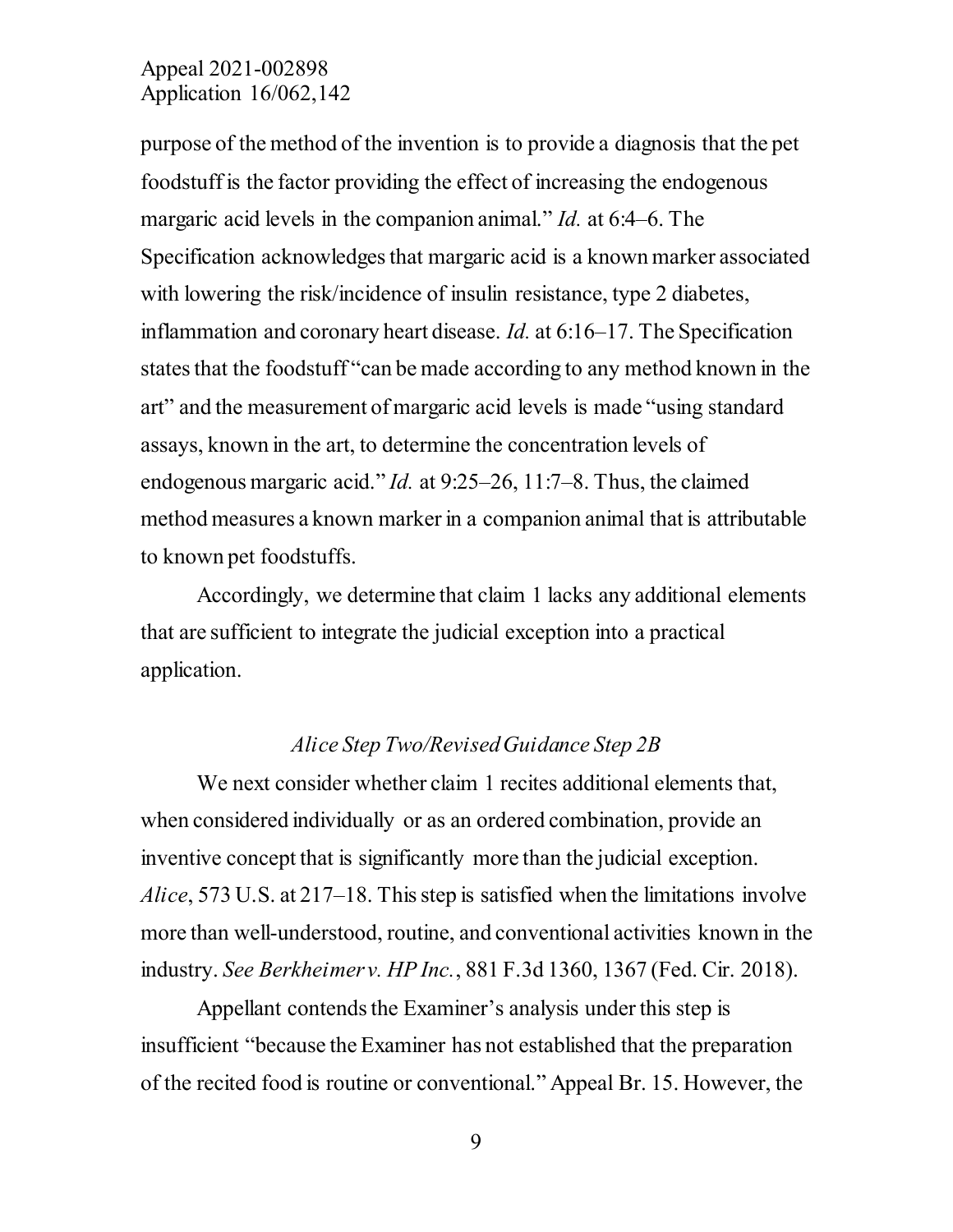purpose of the method of the invention is to provide a diagnosis that the pet foodstuff is the factor providing the effect of increasing the endogenous margaric acid levels in the companion animal." *Id.* at 6:4–6. The Specification acknowledges that margaric acid is a known marker associated with lowering the risk/incidence of insulin resistance, type 2 diabetes, inflammation and coronary heart disease. *Id.* at 6:16–17. The Specification states that the foodstuff "can be made according to any method known in the art" and the measurement of margaric acid levels is made "using standard assays, known in the art, to determine the concentration levels of endogenous margaric acid." *Id.* at 9:25–26, 11:7–8. Thus, the claimed method measures a known marker in a companion animal that is attributable to known pet foodstuffs.

Accordingly, we determine that claim 1 lacks any additional elements that are sufficient to integrate the judicial exception into a practical application.

### *Alice Step Two/Revised Guidance Step 2B*

We next consider whether claim 1 recites additional elements that, when considered individually or as an ordered combination, provide an inventive concept that is significantly more than the judicial exception. *Alice*, 573 U.S. at 217–18. This step is satisfied when the limitations involve more than well-understood, routine, and conventional activities known in the industry. *See Berkheimer v. HP Inc.*, 881 F.3d 1360, 1367 (Fed. Cir. 2018).

Appellant contends the Examiner's analysis under this step is insufficient "because the Examiner has not established that the preparation of the recited food is routine or conventional." Appeal Br. 15. However, the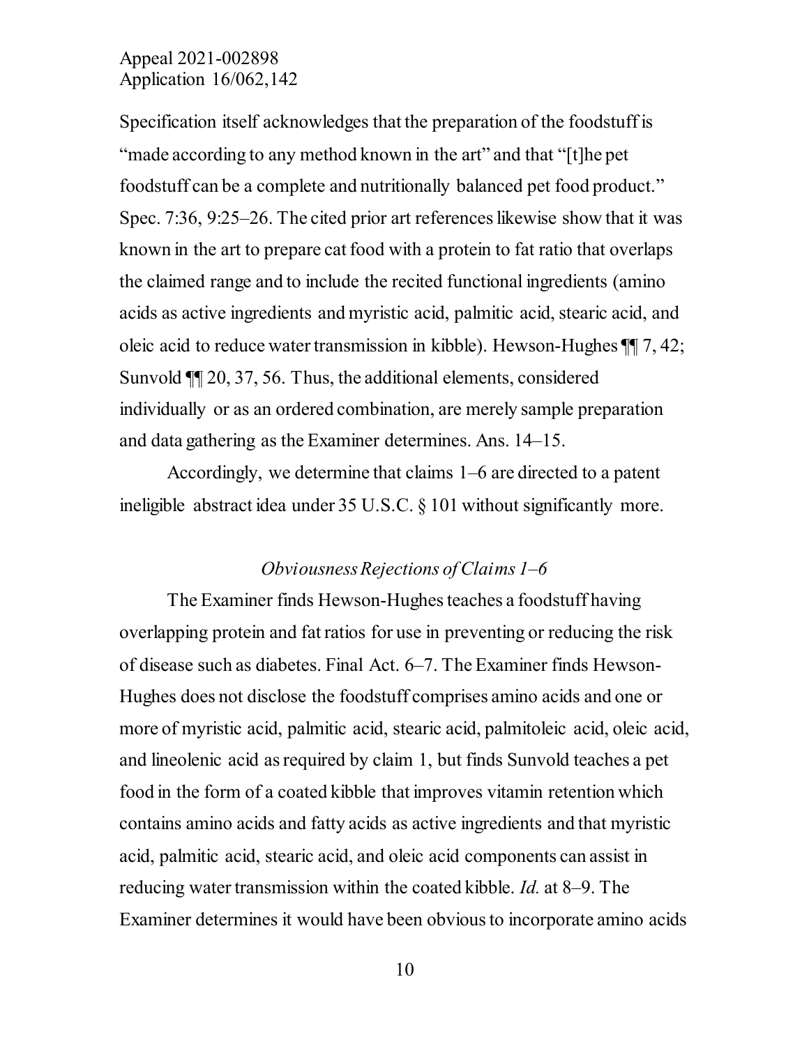Specification itself acknowledges that the preparation of the foodstuff is "made according to any method known in the art" and that "[t]he pet foodstuff can be a complete and nutritionally balanced pet food product." Spec. 7:36, 9:25–26. The cited prior art references likewise show that it was known in the art to prepare cat food with a protein to fat ratio that overlaps the claimed range and to include the recited functional ingredients (amino acids as active ingredients and myristic acid, palmitic acid, stearic acid, and oleic acid to reduce water transmission in kibble). Hewson-Hughes ¶¶ 7, 42; Sunvold ¶¶ 20, 37, 56. Thus, the additional elements, considered individually or as an ordered combination, are merely sample preparation and data gathering as the Examiner determines. Ans. 14–15.

Accordingly, we determine that claims 1–6 are directed to a patent ineligible abstract idea under 35 U.S.C. § 101 without significantly more.

*Obviousness Rejections of Claims 1–6*

The Examiner finds Hewson-Hughes teaches a foodstuff having overlapping protein and fat ratios for use in preventing or reducing the risk of disease such as diabetes. Final Act. 6–7. The Examiner finds Hewson-Hughes does not disclose the foodstuff comprises amino acids and one or more of myristic acid, palmitic acid, stearic acid, palmitoleic acid, oleic acid, and lineolenic acid as required by claim 1, but finds Sunvold teaches a pet food in the form of a coated kibble that improves vitamin retention which contains amino acids and fatty acids as active ingredients and that myristic acid, palmitic acid, stearic acid, and oleic acid components can assist in reducing water transmission within the coated kibble. *Id.* at 8–9. The Examiner determines it would have been obvious to incorporate amino acids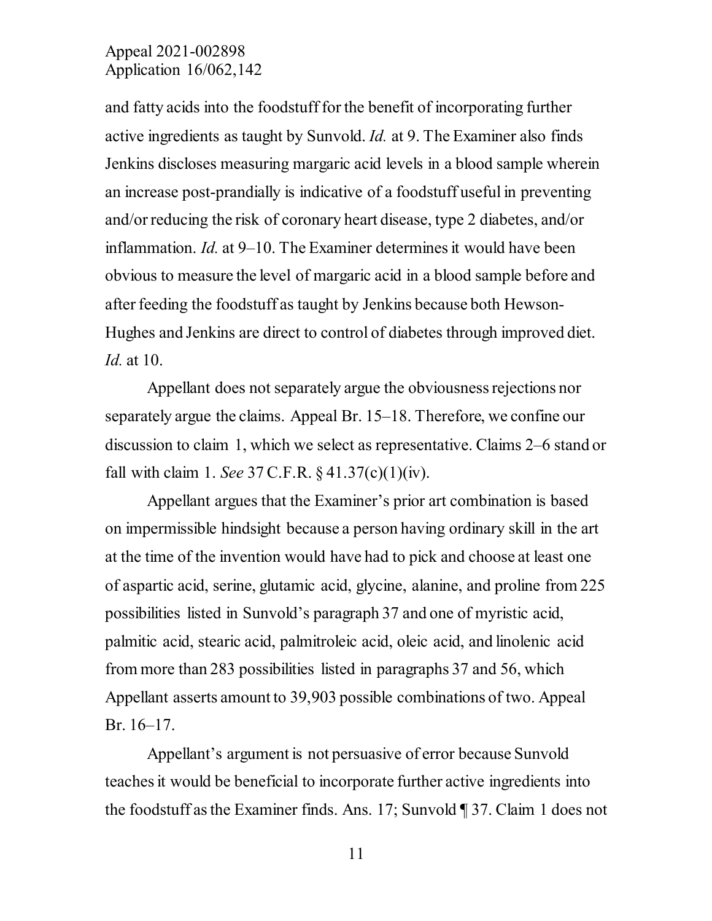and fatty acids into the foodstuff for the benefit of incorporating further active ingredients as taught by Sunvold. *Id.* at 9. The Examiner also finds Jenkins discloses measuring margaric acid levels in a blood sample wherein an increase post-prandially is indicative of a foodstuff useful in preventing and/or reducing the risk of coronary heart disease, type 2 diabetes, and/or inflammation. *Id.* at 9–10. The Examiner determines it would have been obvious to measure the level of margaric acid in a blood sample before and after feeding the foodstuff as taught by Jenkins because both Hewson-Hughes and Jenkins are direct to control of diabetes through improved diet. *Id.* at 10.

Appellant does not separately argue the obviousness rejections nor separately argue the claims. Appeal Br. 15–18. Therefore, we confine our discussion to claim 1, which we select as representative. Claims 2–6 stand or fall with claim 1. *See* 37 C.F.R. § 41.37(c)(1)(iv).

Appellant argues that the Examiner's prior art combination is based on impermissible hindsight because a person having ordinary skill in the art at the time of the invention would have had to pick and choose at least one of aspartic acid, serine, glutamic acid, glycine, alanine, and proline from 225 possibilities listed in Sunvold's paragraph 37 and one of myristic acid, palmitic acid, stearic acid, palmitroleic acid, oleic acid, and linolenic acid from more than 283 possibilities listed in paragraphs 37 and 56, which Appellant asserts amount to 39,903 possible combinations of two. Appeal Br. 16–17.

Appellant's argument is not persuasive of error because Sunvold teaches it would be beneficial to incorporate further active ingredients into the foodstuff as the Examiner finds. Ans. 17; Sunvold ¶ 37. Claim 1 does not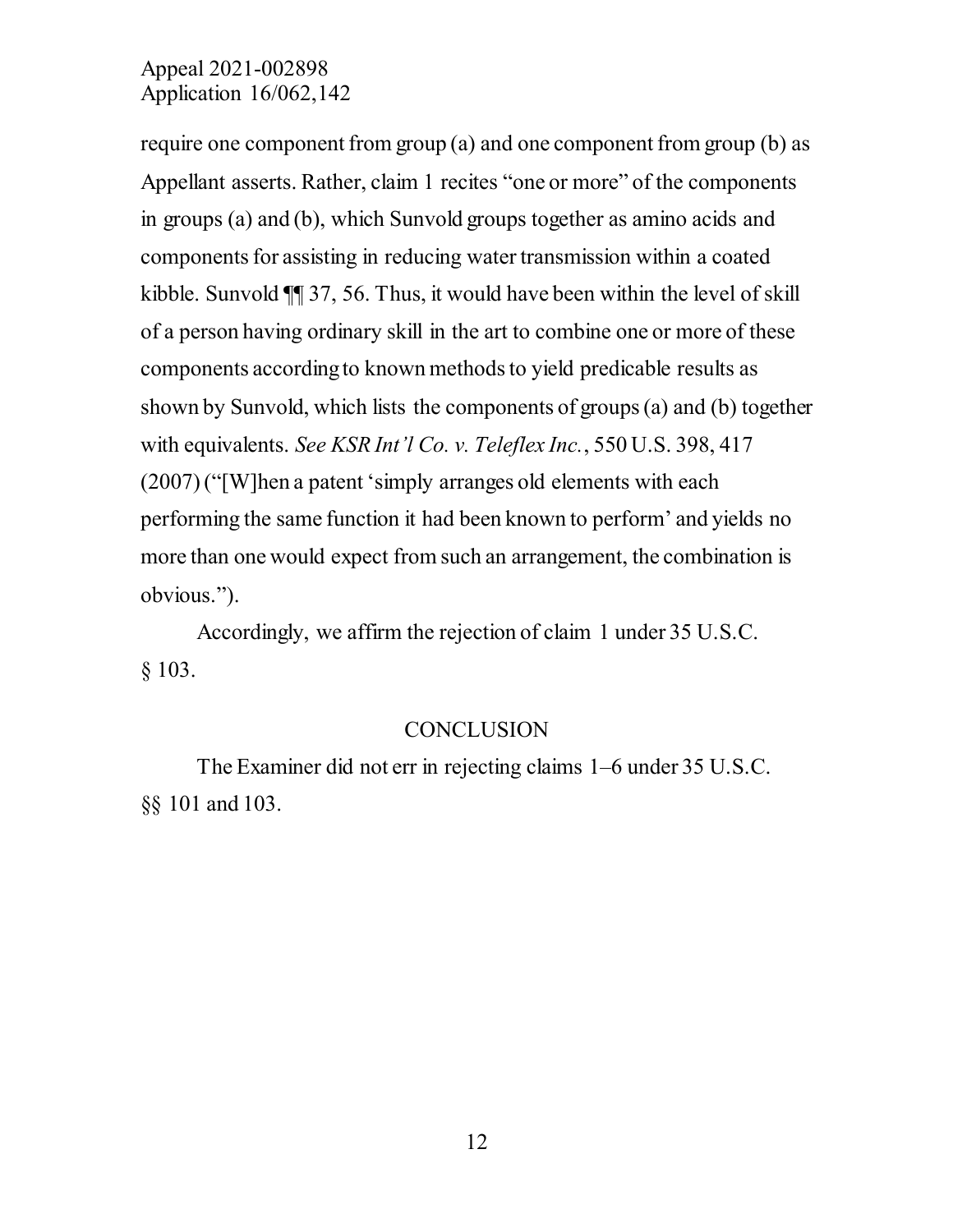require one component from group (a) and one component from group (b) as Appellant asserts. Rather, claim 1 recites "one or more" of the components in groups (a) and (b), which Sunvold groups together as amino acids and components for assisting in reducing water transmission within a coated kibble. Sunvold ¶¶ 37, 56. Thus, it would have been within the level of skill of a person having ordinary skill in the art to combine one or more of these components according to known methods to yield predicable results as shown by Sunvold, which lists the components of groups (a) and (b) together with equivalents. *See KSR Int'l Co. v. Teleflex Inc.*, 550 U.S. 398, 417 (2007) ("[W]hen a patent 'simply arranges old elements with each performing the same function it had been known to perform' and yields no more than one would expect from such an arrangement, the combination is obvious.").

Accordingly, we affirm the rejection of claim 1 under 35 U.S.C. § 103.

## CONCLUSION

The Examiner did not err in rejecting claims 1–6 under 35 U.S.C. §§ 101 and 103.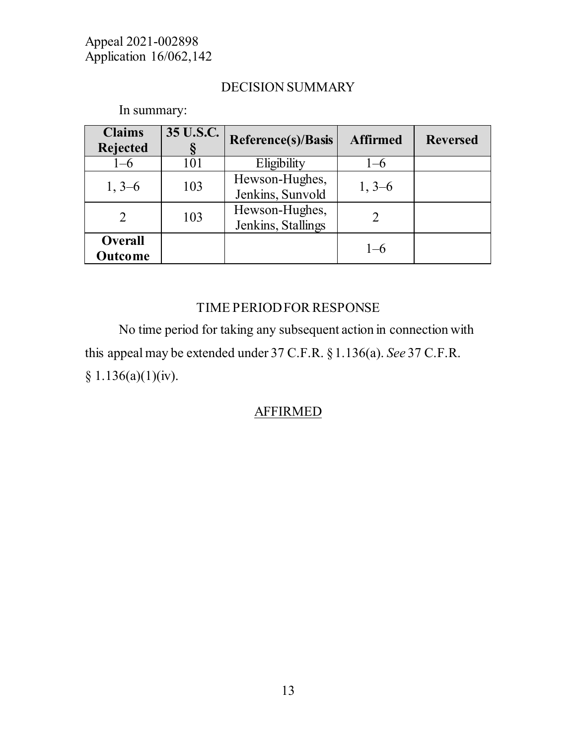## DECISION SUMMARY

In summary:

| Claims Rejected | 35 U.S.C. § | Reference(s)/Basis | Affirmed | Reversed |
|---|---|---|---|---|
| 1–6 | 101 | Eligibility | 1–6 | |
| 1, 3–6 | 103 | Hewson-Hughes, Jenkins, Sunvold | 1, 3–6 | |
| 2 | 103 | Hewson-Hughes, Jenkins, Stallings | 2 | |
| **Overall Outcome** | | | 1–6 | |

## TIME PERIOD FOR RESPONSE

No time period for taking any subsequent action in connection with this appeal may be extended under 37 C.F.R. § 1.136(a). *See* 37 C.F.R. § 1.136(a)(1)(iv).

AFFIRMED